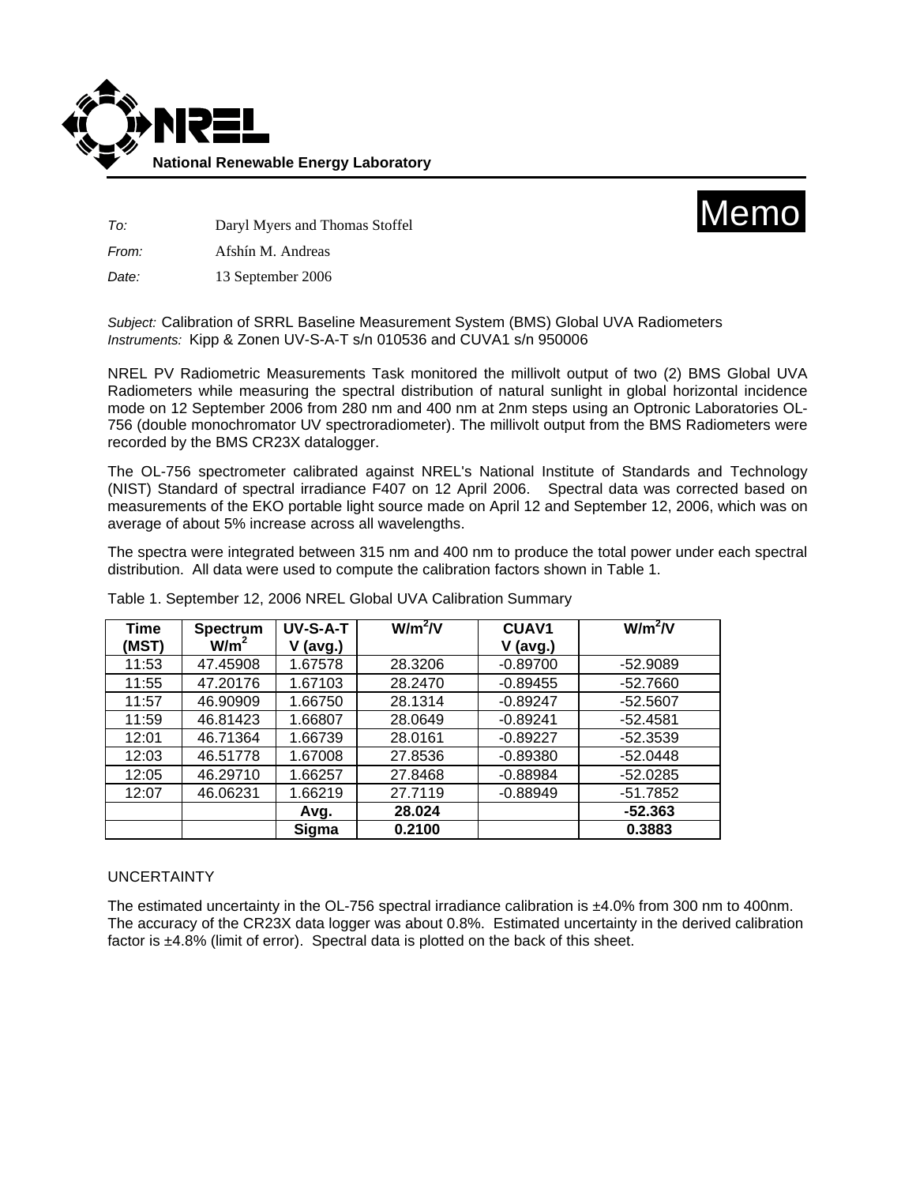**National Renewable Energy Laboratory**

# Memo

*To:* Daryl Myers and Thomas Stoffel

*From:* Afshín M. Andreas

*Date:* 13 September 2006

*Subject:* Calibration of SRRL Baseline Measurement System (BMS) Global UVA Radiometers
*Instruments:* Kipp & Zonen UV-S-A-T s/n 010536 and CUVA1 s/n 950006

NREL PV Radiometric Measurements Task monitored the millivolt output of two (2) BMS Global UVA Radiometers while measuring the spectral distribution of natural sunlight in global horizontal incidence mode on 12 September 2006 from 280 nm and 400 nm at 2nm steps using an Optronic Laboratories OL-756 (double monochromator UV spectroradiometer). The millivolt output from the BMS Radiometers were recorded by the BMS CR23X datalogger.

The OL-756 spectrometer calibrated against NREL's National Institute of Standards and Technology (NIST) Standard of spectral irradiance F407 on 12 April 2006. Spectral data was corrected based on measurements of the EKO portable light source made on April 12 and September 12, 2006, which was on average of about 5% increase across all wavelengths.

The spectra were integrated between 315 nm and 400 nm to produce the total power under each spectral distribution. All data were used to compute the calibration factors shown in Table 1.

Table 1. September 12, 2006 NREL Global UVA Calibration Summary

| Time (MST) | Spectrum $W/m^2$ | UV-S-A-T V (avg.) | $W/m^2/V$ | CUAV1 V (avg.) | $W/m^2/V$ |
|---|---|---|---|---|---|
| 11:53 | 47.45908 | 1.67578 | 28.3206 | -0.89700 | -52.9089 |
| 11:55 | 47.20176 | 1.67103 | 28.2470 | -0.89455 | -52.7660 |
| 11:57 | 46.90909 | 1.66750 | 28.1314 | -0.89247 | -52.5607 |
| 11:59 | 46.81423 | 1.66807 | 28.0649 | -0.89241 | -52.4581 |
| 12:01 | 46.71364 | 1.66739 | 28.0161 | -0.89227 | -52.3539 |
| 12:03 | 46.51778 | 1.67008 | 27.8536 | -0.89380 | -52.0448 |
| 12:05 | 46.29710 | 1.66257 | 27.8468 | -0.88984 | -52.0285 |
| 12:07 | 46.06231 | 1.66219 | 27.7119 | -0.88949 | -51.7852 |
| | | **Avg.** | **28.024** | | **-52.363** |
| | | **Sigma** | **0.2100** | | **0.3883** |

UNCERTAINTY

The estimated uncertainty in the OL-756 spectral irradiance calibration is ±4.0% from 300 nm to 400nm. The accuracy of the CR23X data logger was about 0.8%. Estimated uncertainty in the derived calibration factor is ±4.8% (limit of error). Spectral data is plotted on the back of this sheet.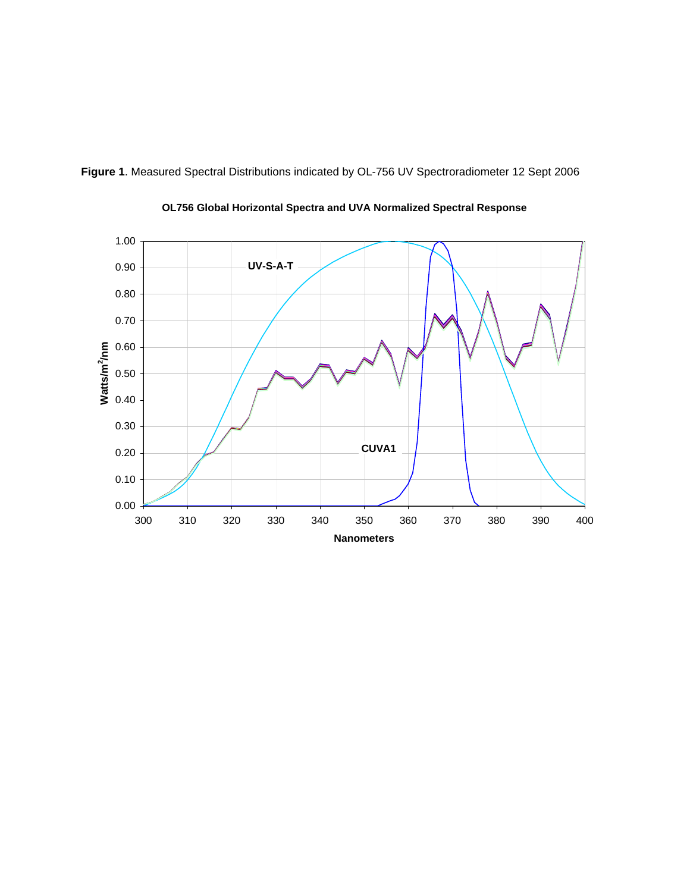**Figure 1**. Measured Spectral Distributions indicated by OL-756 UV Spectroradiometer 12 Sept 2006

OL756 Global Horizontal Spectra and UVA Normalized Spectral Response

UV-S-A-T

CUVA1

Watts/m²/nm

1.00
0.90
0.80
0.70
0.60
0.50
0.40
0.30
0.20
0.10
0.00

300 310 320 330 340 350 360 370 380 390 400

Nanometers